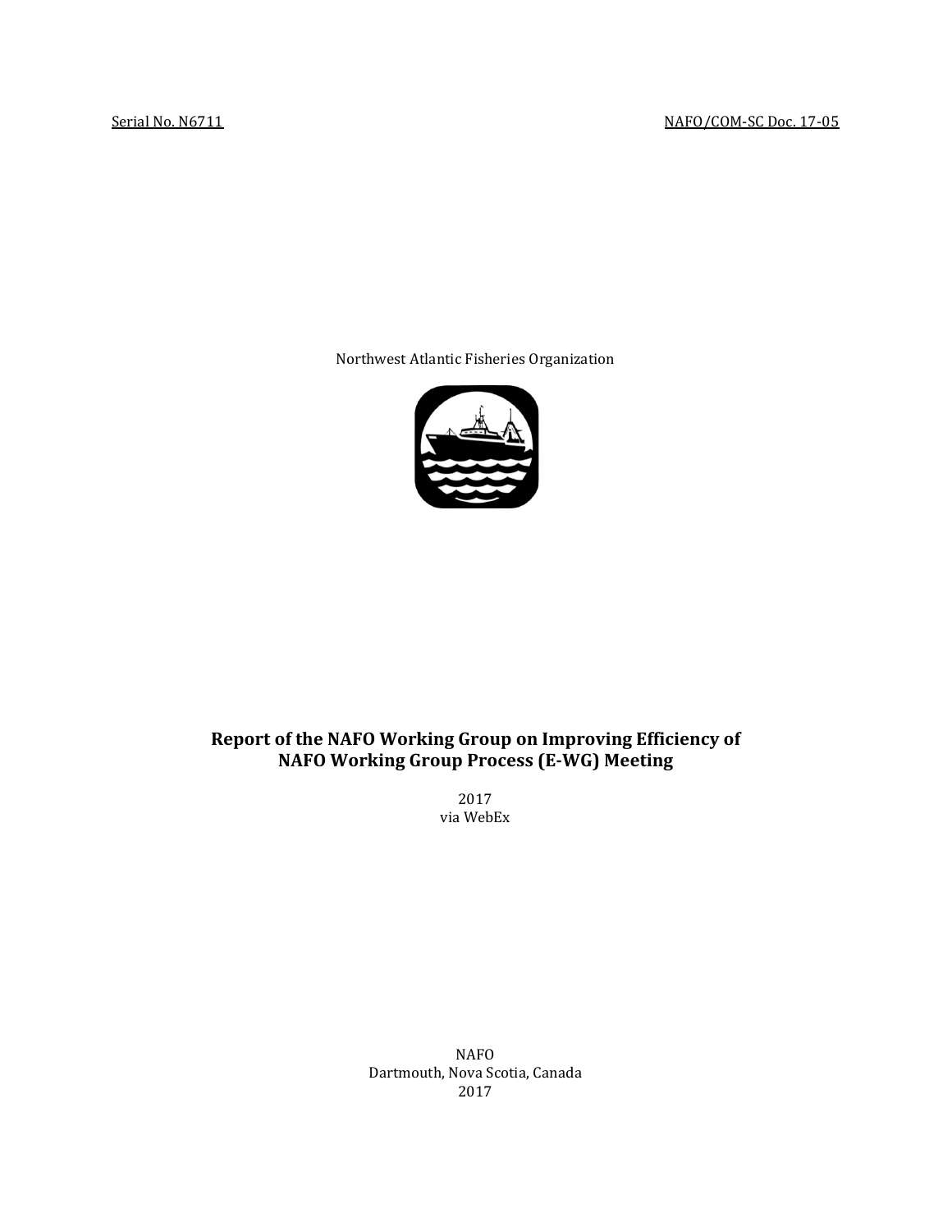Serial No. N6711 NAFO/COM-SC Doc. 17-05

Northwest Atlantic Fisheries Organization

# Report of the NAFO Working Group on Improving Efficiency of NAFO Working Group Process (E-WG) Meeting

2017
via WebEx

NAFO
Dartmouth, Nova Scotia, Canada
2017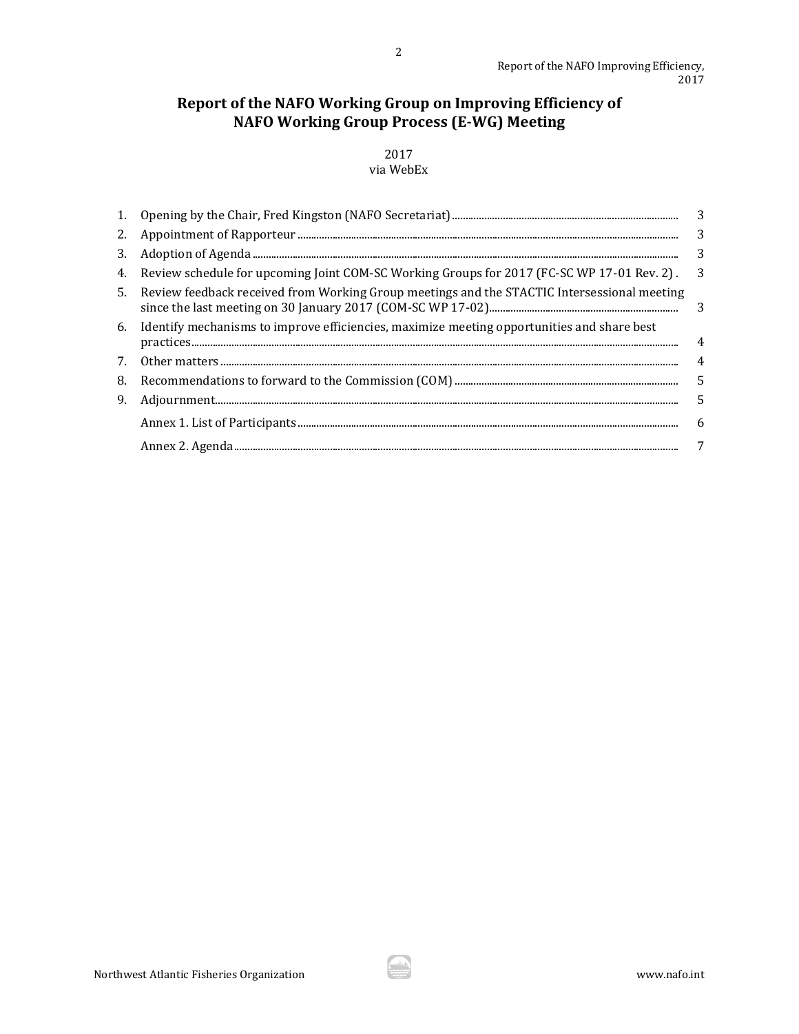# Report of the NAFO Working Group on Improving Efficiency of NAFO Working Group Process (E-WG) Meeting

2017
via WebEx

| | | |
|---|---|---|
| 1. | Opening by the Chair, Fred Kingston (NAFO Secretariat) | 3 |
| 2. | Appointment of Rapporteur | 3 |
| 3. | Adoption of Agenda | 3 |
| 4. | Review schedule for upcoming Joint COM-SC Working Groups for 2017 (FC-SC WP 17-01 Rev. 2) | 3 |
| 5. | Review feedback received from Working Group meetings and the STACTIC Intersessional meeting since the last meeting on 30 January 2017 (COM-SC WP 17-02) | 3 |
| 6. | Identify mechanisms to improve efficiencies, maximize meeting opportunities and share best practices | 4 |
| 7. | Other matters | 4 |
| 8. | Recommendations to forward to the Commission (COM) | 5 |
| 9. | Adjournment | 5 |
| | Annex 1. List of Participants | 6 |
| | Annex 2. Agenda | 7 |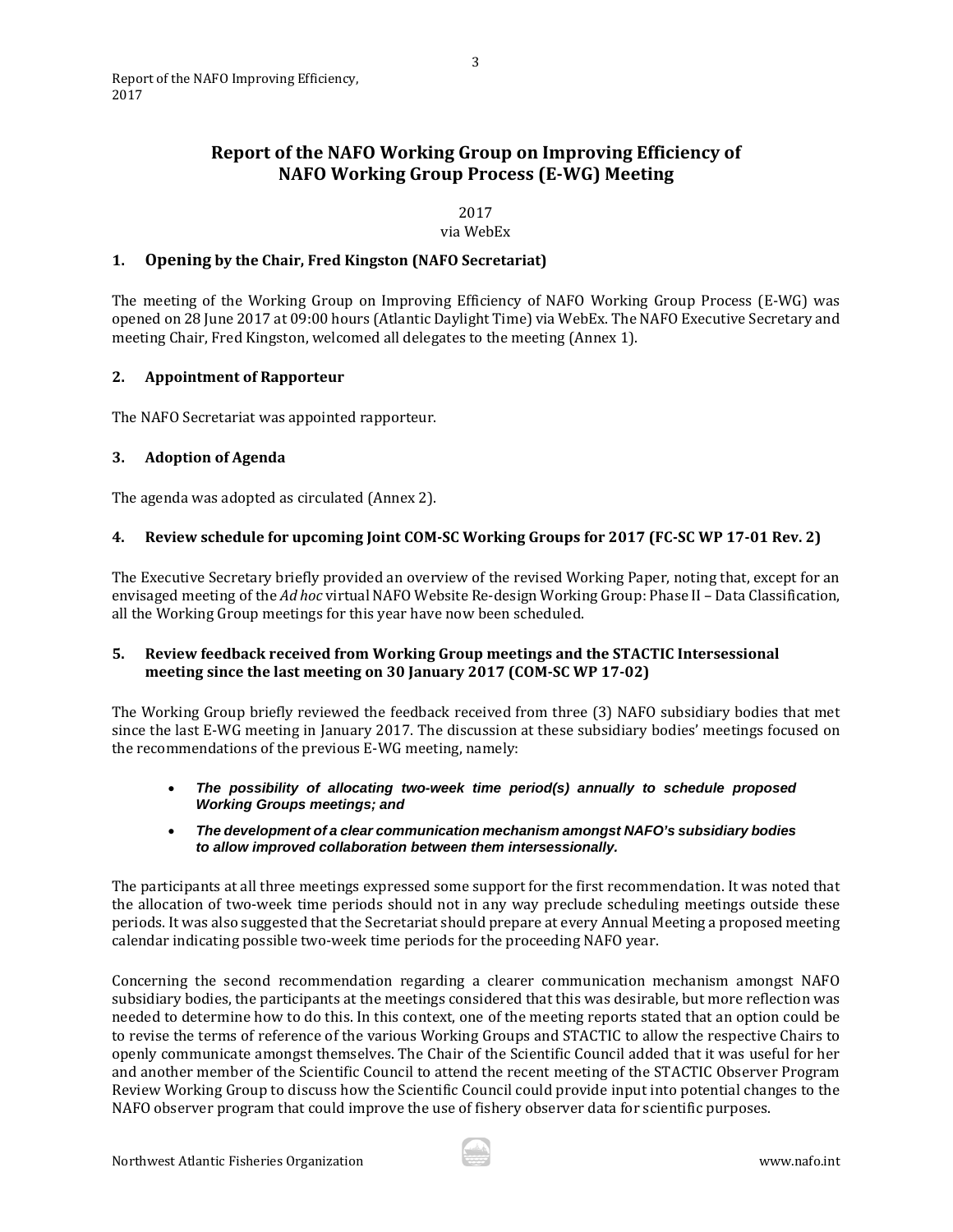# Report of the NAFO Working Group on Improving Efficiency of NAFO Working Group Process (E-WG) Meeting

2017

via WebEx

## 1. Opening by the Chair, Fred Kingston (NAFO Secretariat)

The meeting of the Working Group on Improving Efficiency of NAFO Working Group Process (E-WG) was opened on 28 June 2017 at 09:00 hours (Atlantic Daylight Time) via WebEx. The NAFO Executive Secretary and meeting Chair, Fred Kingston, welcomed all delegates to the meeting (Annex 1).

## 2. Appointment of Rapporteur

The NAFO Secretariat was appointed rapporteur.

## 3. Adoption of Agenda

The agenda was adopted as circulated (Annex 2).

## 4. Review schedule for upcoming Joint COM-SC Working Groups for 2017 (FC-SC WP 17-01 Rev. 2)

The Executive Secretary briefly provided an overview of the revised Working Paper, noting that, except for an envisaged meeting of the *Ad hoc* virtual NAFO Website Re-design Working Group: Phase II – Data Classification, all the Working Group meetings for this year have now been scheduled.

## 5. Review feedback received from Working Group meetings and the STACTIC Intersessional meeting since the last meeting on 30 January 2017 (COM-SC WP 17-02)

The Working Group briefly reviewed the feedback received from three (3) NAFO subsidiary bodies that met since the last E-WG meeting in January 2017. The discussion at these subsidiary bodies' meetings focused on the recommendations of the previous E-WG meeting, namely:

- ***The possibility of allocating two-week time period(s) annually to schedule proposed Working Groups meetings; and***
- ***The development of a clear communication mechanism amongst NAFO's subsidiary bodies to allow improved collaboration between them intersessionally.***

The participants at all three meetings expressed some support for the first recommendation. It was noted that the allocation of two-week time periods should not in any way preclude scheduling meetings outside these periods. It was also suggested that the Secretariat should prepare at every Annual Meeting a proposed meeting calendar indicating possible two-week time periods for the proceeding NAFO year.

Concerning the second recommendation regarding a clearer communication mechanism amongst NAFO subsidiary bodies, the participants at the meetings considered that this was desirable, but more reflection was needed to determine how to do this. In this context, one of the meeting reports stated that an option could be to revise the terms of reference of the various Working Groups and STACTIC to allow the respective Chairs to openly communicate amongst themselves. The Chair of the Scientific Council added that it was useful for her and another member of the Scientific Council to attend the recent meeting of the STACTIC Observer Program Review Working Group to discuss how the Scientific Council could provide input into potential changes to the NAFO observer program that could improve the use of fishery observer data for scientific purposes.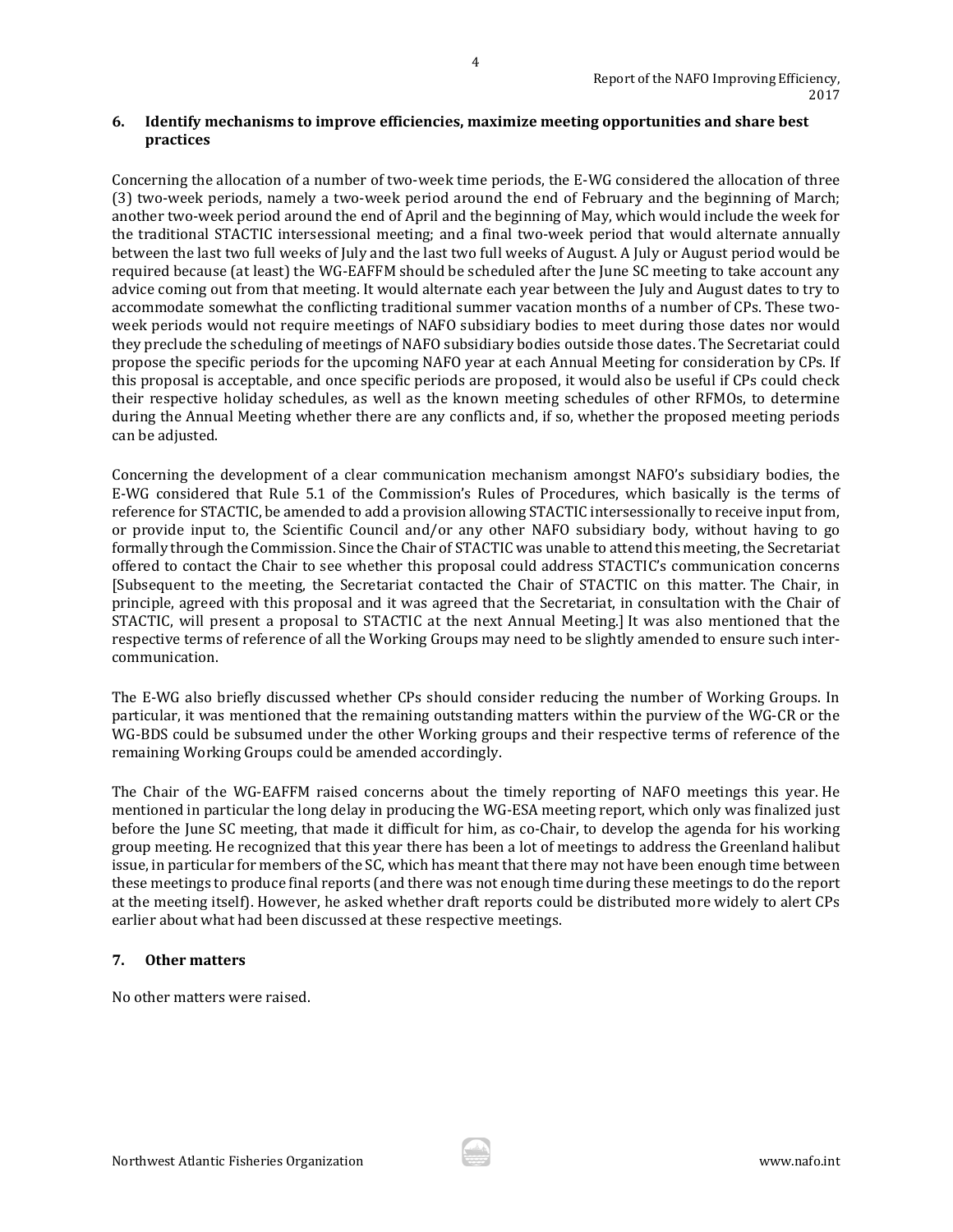## 6. Identify mechanisms to improve efficiencies, maximize meeting opportunities and share best practices

Concerning the allocation of a number of two-week time periods, the E-WG considered the allocation of three (3) two-week periods, namely a two-week period around the end of February and the beginning of March; another two-week period around the end of April and the beginning of May, which would include the week for the traditional STACTIC intersessional meeting; and a final two-week period that would alternate annually between the last two full weeks of July and the last two full weeks of August. A July or August period would be required because (at least) the WG-EAFFM should be scheduled after the June SC meeting to take account any advice coming out from that meeting. It would alternate each year between the July and August dates to try to accommodate somewhat the conflicting traditional summer vacation months of a number of CPs. These two-week periods would not require meetings of NAFO subsidiary bodies to meet during those dates nor would they preclude the scheduling of meetings of NAFO subsidiary bodies outside those dates. The Secretariat could propose the specific periods for the upcoming NAFO year at each Annual Meeting for consideration by CPs. If this proposal is acceptable, and once specific periods are proposed, it would also be useful if CPs could check their respective holiday schedules, as well as the known meeting schedules of other RFMOs, to determine during the Annual Meeting whether there are any conflicts and, if so, whether the proposed meeting periods can be adjusted.

Concerning the development of a clear communication mechanism amongst NAFO's subsidiary bodies, the E-WG considered that Rule 5.1 of the Commission's Rules of Procedures, which basically is the terms of reference for STACTIC, be amended to add a provision allowing STACTIC intersessionally to receive input from, or provide input to, the Scientific Council and/or any other NAFO subsidiary body, without having to go formally through the Commission. Since the Chair of STACTIC was unable to attend this meeting, the Secretariat offered to contact the Chair to see whether this proposal could address STACTIC's communication concerns [Subsequent to the meeting, the Secretariat contacted the Chair of STACTIC on this matter. The Chair, in principle, agreed with this proposal and it was agreed that the Secretariat, in consultation with the Chair of STACTIC, will present a proposal to STACTIC at the next Annual Meeting.] It was also mentioned that the respective terms of reference of all the Working Groups may need to be slightly amended to ensure such inter-communication.

The E-WG also briefly discussed whether CPs should consider reducing the number of Working Groups. In particular, it was mentioned that the remaining outstanding matters within the purview of the WG-CR or the WG-BDS could be subsumed under the other Working groups and their respective terms of reference of the remaining Working Groups could be amended accordingly.

The Chair of the WG-EAFFM raised concerns about the timely reporting of NAFO meetings this year. He mentioned in particular the long delay in producing the WG-ESA meeting report, which only was finalized just before the June SC meeting, that made it difficult for him, as co-Chair, to develop the agenda for his working group meeting. He recognized that this year there has been a lot of meetings to address the Greenland halibut issue, in particular for members of the SC, which has meant that there may not have been enough time between these meetings to produce final reports (and there was not enough time during these meetings to do the report at the meeting itself). However, he asked whether draft reports could be distributed more widely to alert CPs earlier about what had been discussed at these respective meetings.

## 7. Other matters

No other matters were raised.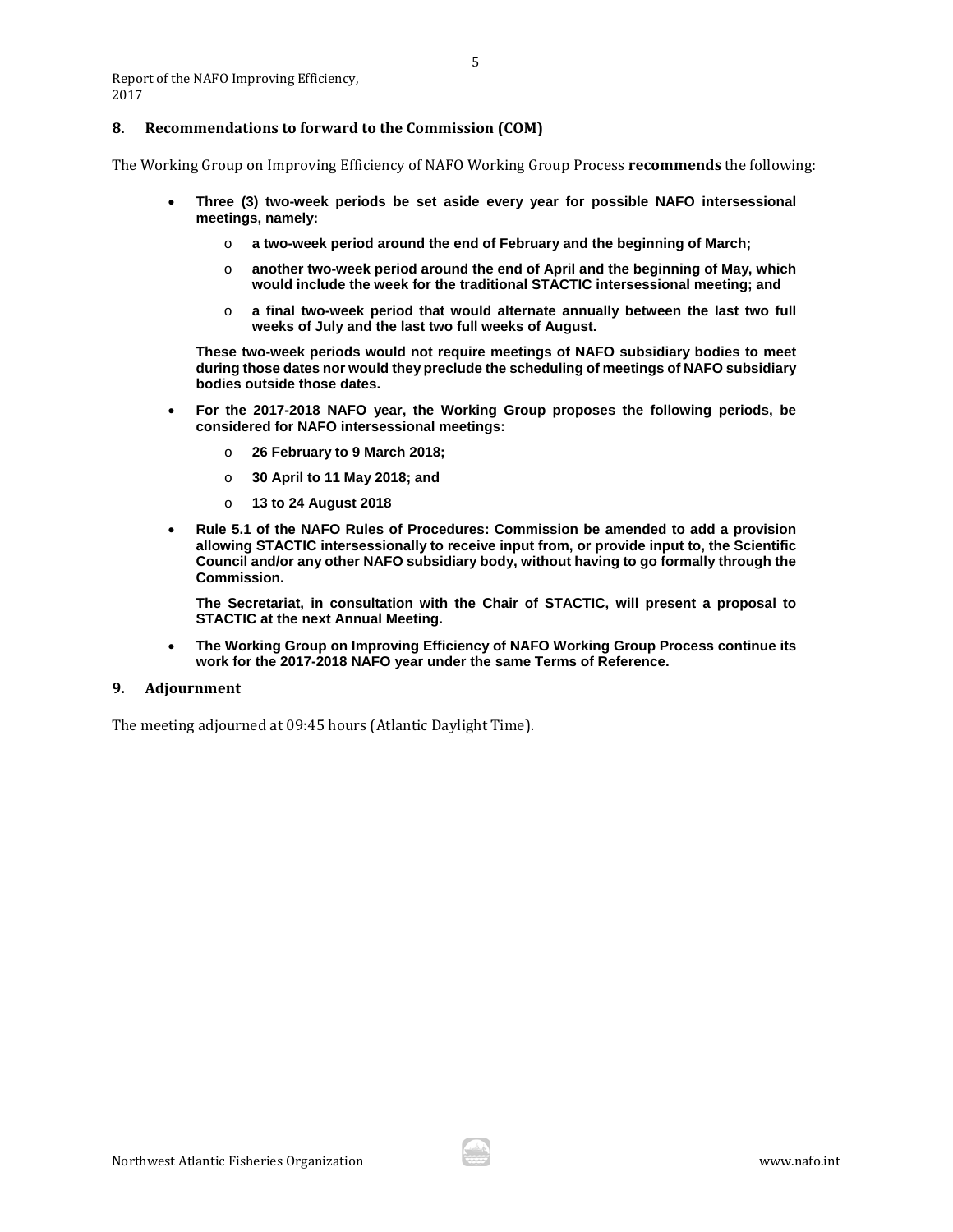## 8. Recommendations to forward to the Commission (COM)

The Working Group on Improving Efficiency of NAFO Working Group Process **recommends** the following:

- **Three (3) two-week periods be set aside every year for possible NAFO intersessional meetings, namely:**
  - **a two-week period around the end of February and the beginning of March;**
  - **another two-week period around the end of April and the beginning of May, which would include the week for the traditional STACTIC intersessional meeting; and**
  - **a final two-week period that would alternate annually between the last two full weeks of July and the last two full weeks of August.**

  **These two-week periods would not require meetings of NAFO subsidiary bodies to meet during those dates nor would they preclude the scheduling of meetings of NAFO subsidiary bodies outside those dates.**

- **For the 2017-2018 NAFO year, the Working Group proposes the following periods, be considered for NAFO intersessional meetings:**
  - **26 February to 9 March 2018;**
  - **30 April to 11 May 2018; and**
  - **13 to 24 August 2018**

- **Rule 5.1 of the NAFO Rules of Procedures: Commission be amended to add a provision allowing STACTIC intersessionally to receive input from, or provide input to, the Scientific Council and/or any other NAFO subsidiary body, without having to go formally through the Commission.**

  **The Secretariat, in consultation with the Chair of STACTIC, will present a proposal to STACTIC at the next Annual Meeting.**

- **The Working Group on Improving Efficiency of NAFO Working Group Process continue its work for the 2017-2018 NAFO year under the same Terms of Reference.**

## 9. Adjournment

The meeting adjourned at 09:45 hours (Atlantic Daylight Time).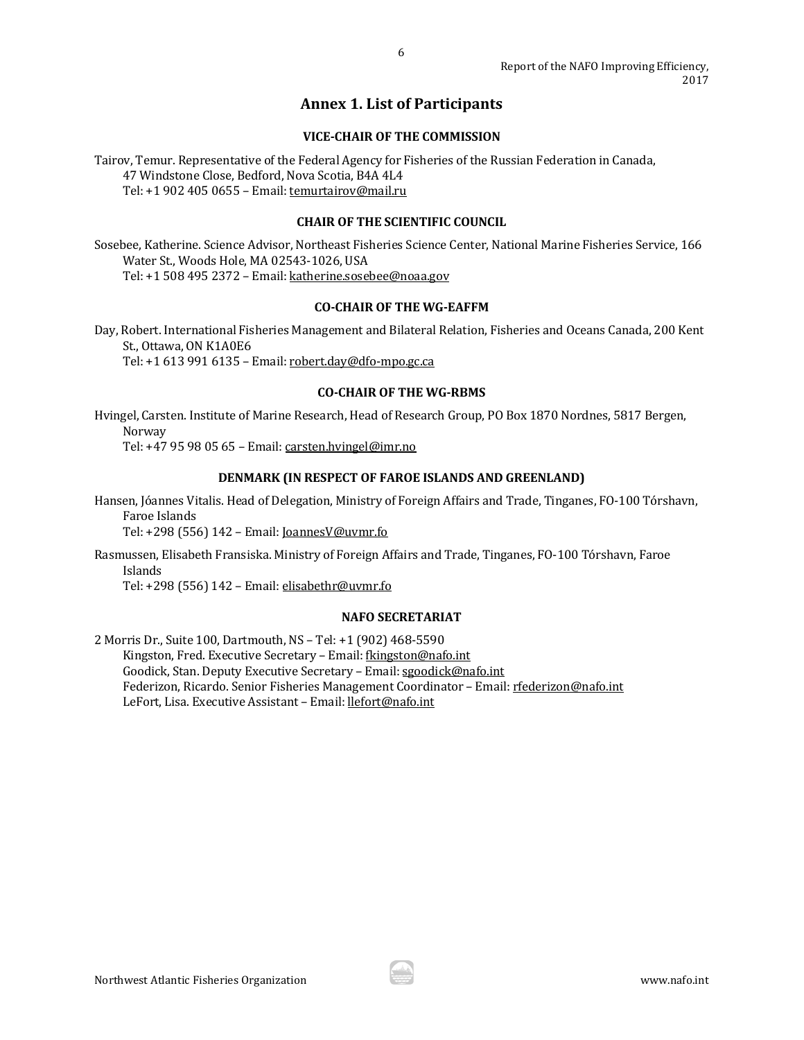# Annex 1. List of Participants

### VICE-CHAIR OF THE COMMISSION

Tairov, Temur. Representative of the Federal Agency for Fisheries of the Russian Federation in Canada, 47 Windstone Close, Bedford, Nova Scotia, B4A 4L4
Tel: +1 902 405 0655 – Email: temurtairov@mail.ru

### CHAIR OF THE SCIENTIFIC COUNCIL

Sosebee, Katherine. Science Advisor, Northeast Fisheries Science Center, National Marine Fisheries Service, 166 Water St., Woods Hole, MA 02543-1026, USA
Tel: +1 508 495 2372 – Email: katherine.sosebee@noaa.gov

### CO-CHAIR OF THE WG-EAFFM

Day, Robert. International Fisheries Management and Bilateral Relation, Fisheries and Oceans Canada, 200 Kent St., Ottawa, ON K1A0E6
Tel: +1 613 991 6135 – Email: robert.day@dfo-mpo.gc.ca

### CO-CHAIR OF THE WG-RBMS

Hvingel, Carsten. Institute of Marine Research, Head of Research Group, PO Box 1870 Nordnes, 5817 Bergen, Norway
Tel: +47 95 98 05 65 – Email: carsten.hvingel@imr.no

### DENMARK (IN RESPECT OF FAROE ISLANDS AND GREENLAND)

Hansen, Jóannes Vitalis. Head of Delegation, Ministry of Foreign Affairs and Trade, Tinganes, FO-100 Tórshavn, Faroe Islands
Tel: +298 (556) 142 – Email: JoannesV@uvmr.fo

Rasmussen, Elisabeth Fransiska. Ministry of Foreign Affairs and Trade, Tinganes, FO-100 Tórshavn, Faroe Islands
Tel: +298 (556) 142 – Email: elisabethr@uvmr.fo

### NAFO SECRETARIAT

2 Morris Dr., Suite 100, Dartmouth, NS – Tel: +1 (902) 468-5590
Kingston, Fred. Executive Secretary – Email: fkingston@nafo.int
Goodick, Stan. Deputy Executive Secretary – Email: sgoodick@nafo.int
Federizon, Ricardo. Senior Fisheries Management Coordinator – Email: rfederizon@nafo.int
LeFort, Lisa. Executive Assistant – Email: llefort@nafo.int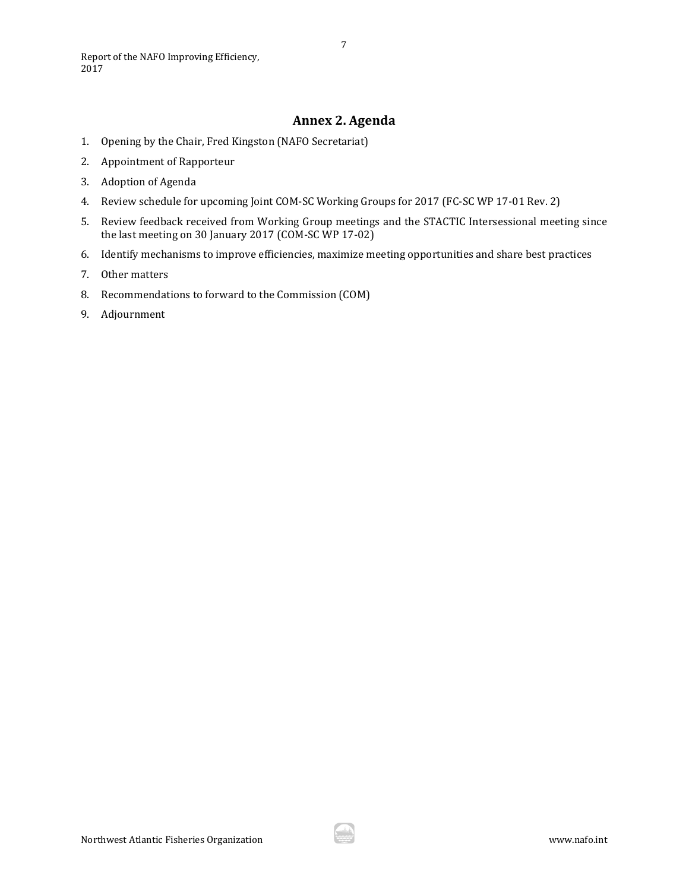## Annex 2. Agenda

1. Opening by the Chair, Fred Kingston (NAFO Secretariat)
2. Appointment of Rapporteur
3. Adoption of Agenda
4. Review schedule for upcoming Joint COM-SC Working Groups for 2017 (FC-SC WP 17-01 Rev. 2)
5. Review feedback received from Working Group meetings and the STACTIC Intersessional meeting since the last meeting on 30 January 2017 (COM-SC WP 17-02)
6. Identify mechanisms to improve efficiencies, maximize meeting opportunities and share best practices
7. Other matters
8. Recommendations to forward to the Commission (COM)
9. Adjournment